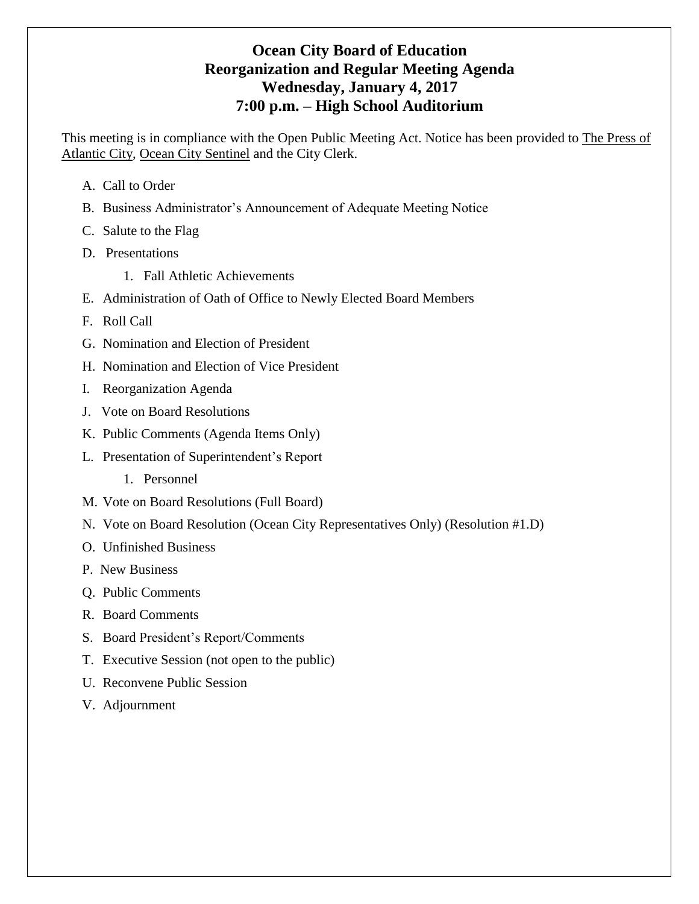# Ocean City Board of Education
## Reorganization and Regular Meeting Agenda
## Wednesday, January 4, 2017
## 7:00 p.m. – High School Auditorium

This meeting is in compliance with the Open Public Meeting Act. Notice has been provided to The Press of Atlantic City, Ocean City Sentinel and the City Clerk.

A. Call to Order

B. Business Administrator's Announcement of Adequate Meeting Notice

C. Salute to the Flag

D. Presentations

   1. Fall Athletic Achievements

E. Administration of Oath of Office to Newly Elected Board Members

F. Roll Call

G. Nomination and Election of President

H. Nomination and Election of Vice President

I. Reorganization Agenda

J. Vote on Board Resolutions

K. Public Comments (Agenda Items Only)

L. Presentation of Superintendent's Report

   1. Personnel

M. Vote on Board Resolutions (Full Board)

N. Vote on Board Resolution (Ocean City Representatives Only) (Resolution #1.D)

O. Unfinished Business

P. New Business

Q. Public Comments

R. Board Comments

S. Board President's Report/Comments

T. Executive Session (not open to the public)

U. Reconvene Public Session

V. Adjournment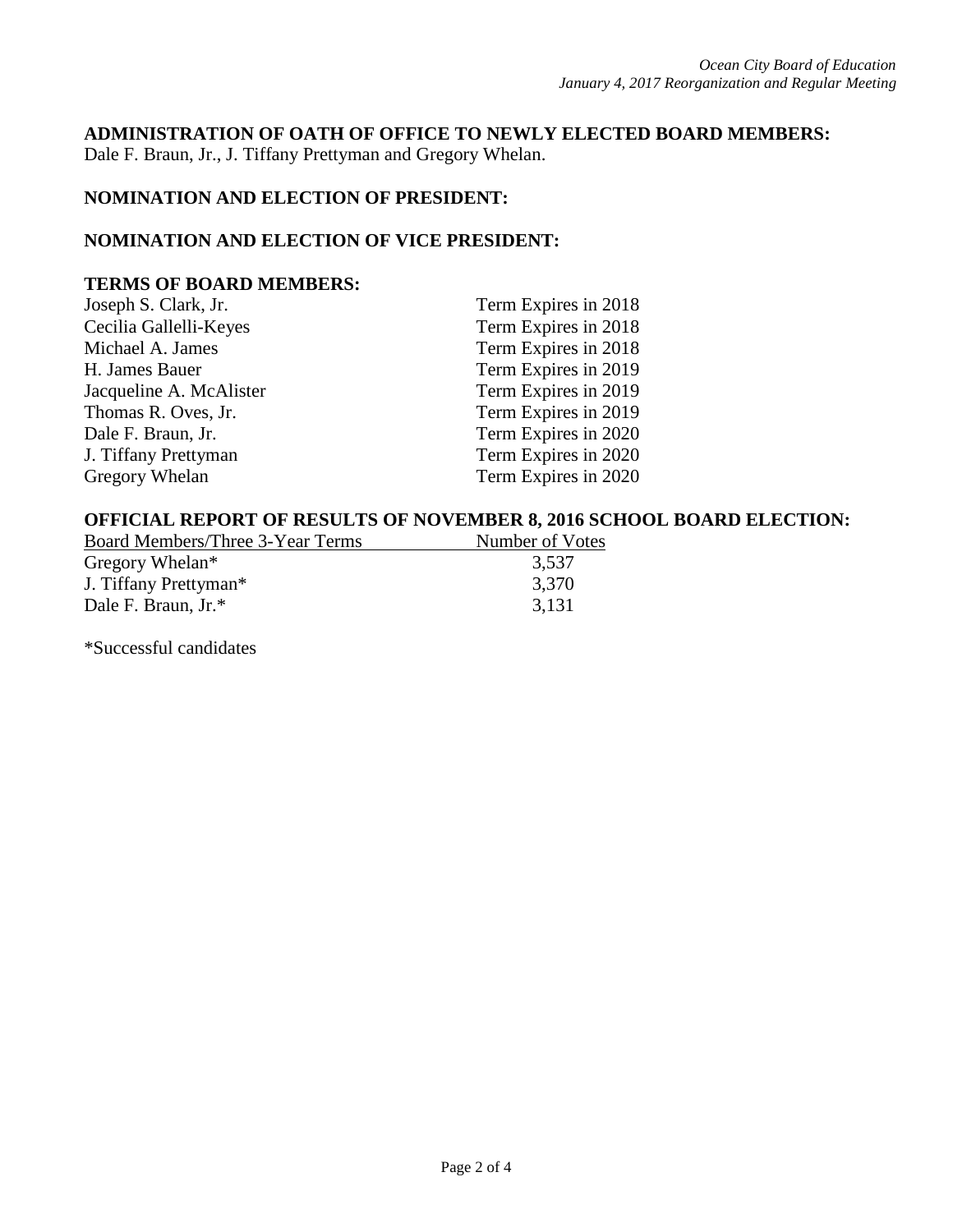## ADMINISTRATION OF OATH OF OFFICE TO NEWLY ELECTED BOARD MEMBERS:

Dale F. Braun, Jr., J. Tiffany Prettyman and Gregory Whelan.

## NOMINATION AND ELECTION OF PRESIDENT:

## NOMINATION AND ELECTION OF VICE PRESIDENT:

## TERMS OF BOARD MEMBERS:

| | |
|---|---|
| Joseph S. Clark, Jr. | Term Expires in 2018 |
| Cecilia Gallelli-Keyes | Term Expires in 2018 |
| Michael A. James | Term Expires in 2018 |
| H. James Bauer | Term Expires in 2019 |
| Jacqueline A. McAlister | Term Expires in 2019 |
| Thomas R. Oves, Jr. | Term Expires in 2019 |
| Dale F. Braun, Jr. | Term Expires in 2020 |
| J. Tiffany Prettyman | Term Expires in 2020 |
| Gregory Whelan | Term Expires in 2020 |

## OFFICIAL REPORT OF RESULTS OF NOVEMBER 8, 2016 SCHOOL BOARD ELECTION:

| Board Members/Three 3-Year Terms | Number of Votes |
|---|---|
| Gregory Whelan* | 3,537 |
| J. Tiffany Prettyman* | 3,370 |
| Dale F. Braun, Jr.* | 3,131 |

*Successful candidates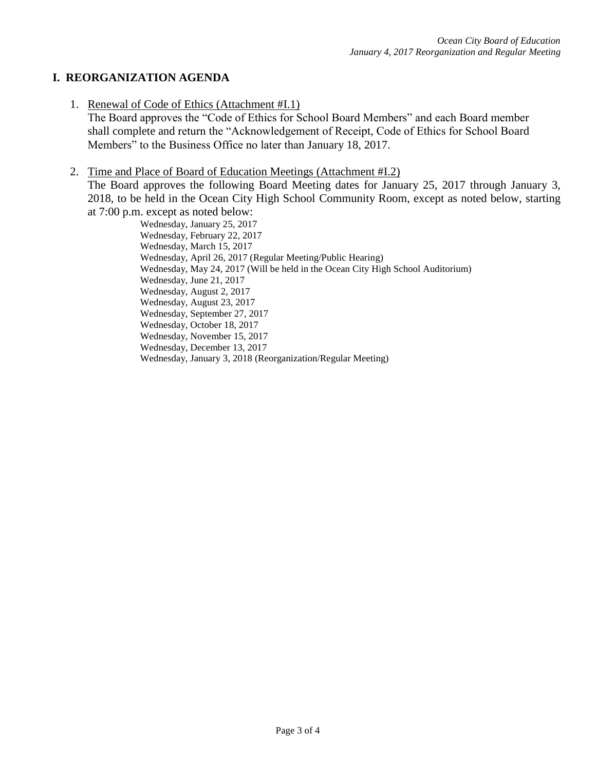## I. REORGANIZATION AGENDA

1. Renewal of Code of Ethics (Attachment #I.1)

   The Board approves the "Code of Ethics for School Board Members" and each Board member shall complete and return the "Acknowledgement of Receipt, Code of Ethics for School Board Members" to the Business Office no later than January 18, 2017.

2. Time and Place of Board of Education Meetings (Attachment #I.2)

   The Board approves the following Board Meeting dates for January 25, 2017 through January 3, 2018, to be held in the Ocean City High School Community Room, except as noted below, starting at 7:00 p.m. except as noted below:

   Wednesday, January 25, 2017
   Wednesday, February 22, 2017
   Wednesday, March 15, 2017
   Wednesday, April 26, 2017 (Regular Meeting/Public Hearing)
   Wednesday, May 24, 2017 (Will be held in the Ocean City High School Auditorium)
   Wednesday, June 21, 2017
   Wednesday, August 2, 2017
   Wednesday, August 23, 2017
   Wednesday, September 27, 2017
   Wednesday, October 18, 2017
   Wednesday, November 15, 2017
   Wednesday, December 13, 2017
   Wednesday, January 3, 2018 (Reorganization/Regular Meeting)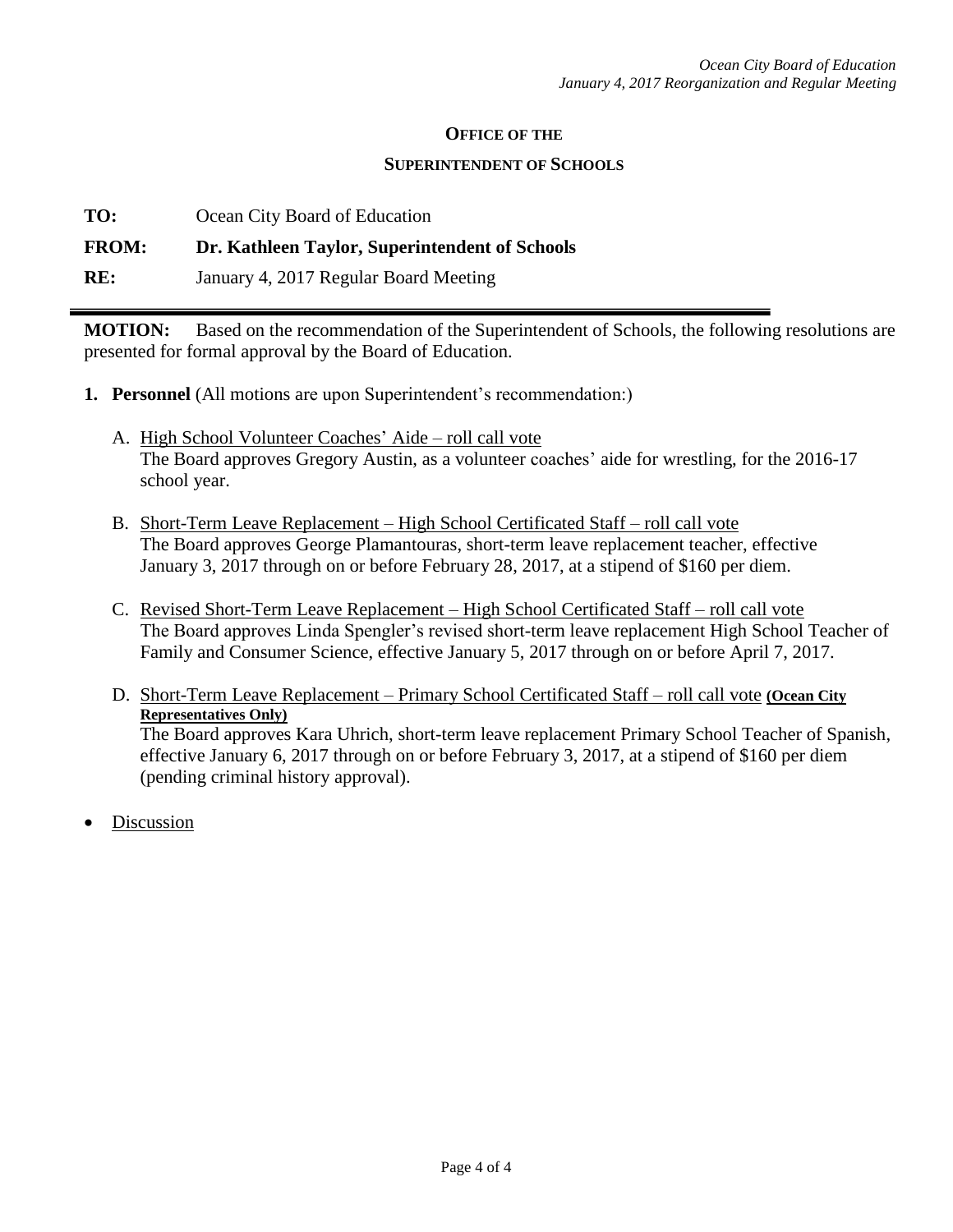**OFFICE OF THE**

**SUPERINTENDENT OF SCHOOLS**

**TO:** Ocean City Board of Education

**FROM:** **Dr. Kathleen Taylor, Superintendent of Schools**

**RE:** January 4, 2017 Regular Board Meeting

---

**MOTION:** Based on the recommendation of the Superintendent of Schools, the following resolutions are presented for formal approval by the Board of Education.

1. **Personnel** (All motions are upon Superintendent's recommendation:)

   A. <u>High School Volunteer Coaches' Aide – roll call vote</u>
   The Board approves Gregory Austin, as a volunteer coaches' aide for wrestling, for the 2016-17 school year.

   B. <u>Short-Term Leave Replacement – High School Certificated Staff – roll call vote</u>
   The Board approves George Plamantouras, short-term leave replacement teacher, effective January 3, 2017 through on or before February 28, 2017, at a stipend of $160 per diem.

   C. <u>Revised Short-Term Leave Replacement – High School Certificated Staff – roll call vote</u>
   The Board approves Linda Spengler's revised short-term leave replacement High School Teacher of Family and Consumer Science, effective January 5, 2017 through on or before April 7, 2017.

   D. <u>Short-Term Leave Replacement – Primary School Certificated Staff – roll call vote</u> **<u>(Ocean City Representatives Only)</u>**
   The Board approves Kara Uhrich, short-term leave replacement Primary School Teacher of Spanish, effective January 6, 2017 through on or before February 3, 2017, at a stipend of $160 per diem (pending criminal history approval).

- <u>Discussion</u>